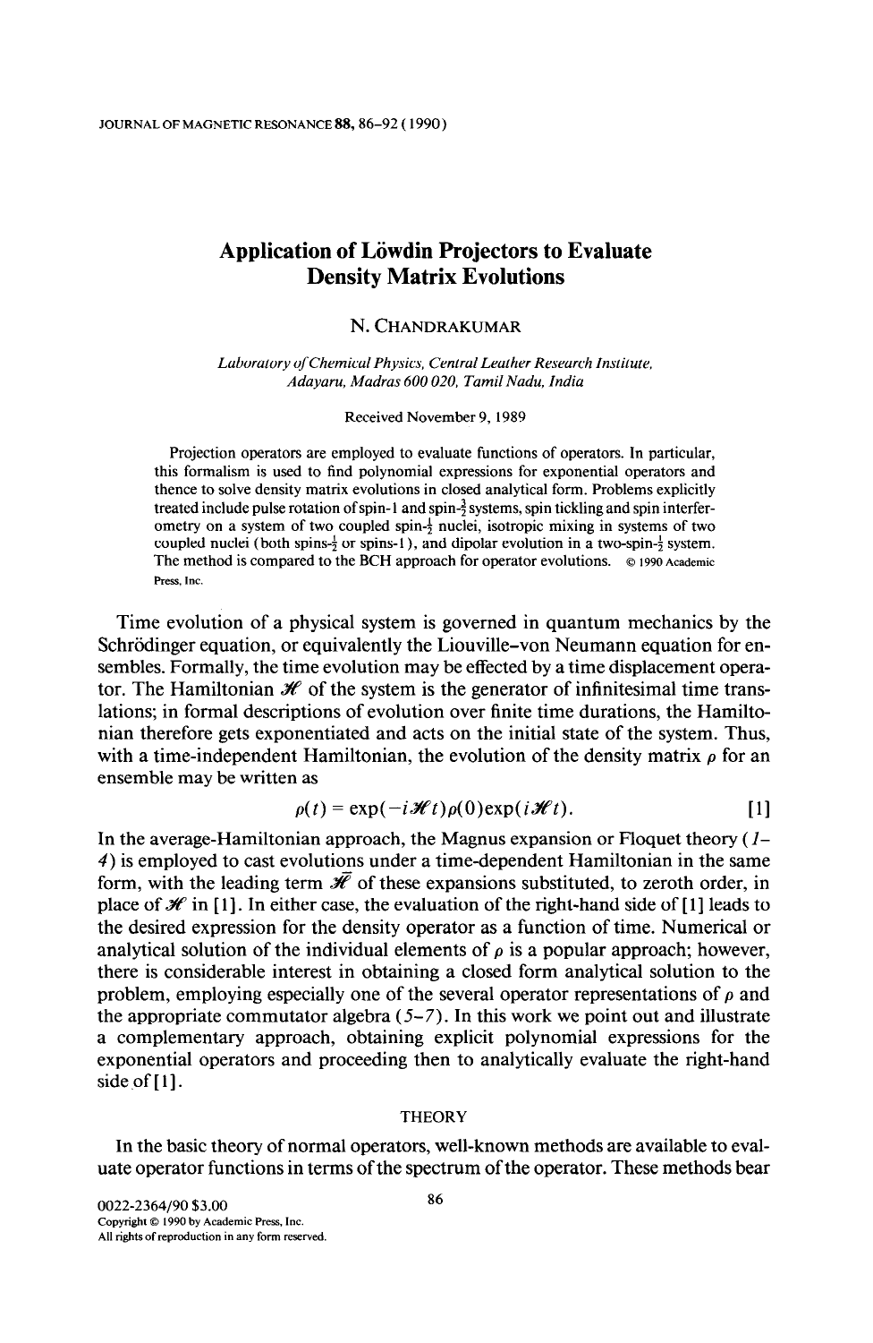# Application of Löwdin Projectors to Evaluate Density Matrix Evolutions

N. CHANDRAKUMAR

*Laboratory of Chemical Physics, Central Leather Research Institute, Adayaru, Madras 600 020, Tamil Nadu, India*

Received November 9, 1989

Projection operators are employed to evaluate functions of operators. In particular, this formalism is used to find polynomial expressions for exponential operators and thence to solve density matrix evolutions in closed analytical form. Problems explicitly treated include pulse rotation of spin-1 and spin-$\frac{3}{2}$ systems, spin tickling and spin interferometry on a system of two coupled spin-$\frac{1}{2}$ nuclei, isotropic mixing in systems of two coupled nuclei (both spins-$\frac{1}{2}$ or spins-1), and dipolar evolution in a two-spin-$\frac{1}{2}$ system. The method is compared to the BCH approach for operator evolutions. © 1990 Academic Press, Inc.

Time evolution of a physical system is governed in quantum mechanics by the Schrödinger equation, or equivalently the Liouville–von Neumann equation for ensembles. Formally, the time evolution may be effected by a time displacement operator. The Hamiltonian $\mathscr{H}$ of the system is the generator of infinitesimal time translations; in formal descriptions of evolution over finite time durations, the Hamiltonian therefore gets exponentiated and acts on the initial state of the system. Thus, with a time-independent Hamiltonian, the evolution of the density matrix $\rho$ for an ensemble may be written as

$$\rho(t) = \exp(-i\mathscr{H}t)\rho(0)\exp(i\mathscr{H}t). \quad [1]$$

In the average-Hamiltonian approach, the Magnus expansion or Floquet theory (*1–4*) is employed to cast evolutions under a time-dependent Hamiltonian in the same form, with the leading term $\bar{\mathscr{H}}$ of these expansions substituted, to zeroth order, in place of $\mathscr{H}$ in [1]. In either case, the evaluation of the right-hand side of [1] leads to the desired expression for the density operator as a function of time. Numerical or analytical solution of the individual elements of $\rho$ is a popular approach; however, there is considerable interest in obtaining a closed form analytical solution to the problem, employing especially one of the several operator representations of $\rho$ and the appropriate commutator algebra (*5–7*). In this work we point out and illustrate a complementary approach, obtaining explicit polynomial expressions for the exponential operators and proceeding then to analytically evaluate the right-hand side of [1].

## THEORY

In the basic theory of normal operators, well-known methods are available to evaluate operator functions in terms of the spectrum of the operator. These methods bear

0022-2364/90 $3.00
Copyright © 1990 by Academic Press, Inc.
All rights of reproduction in any form reserved.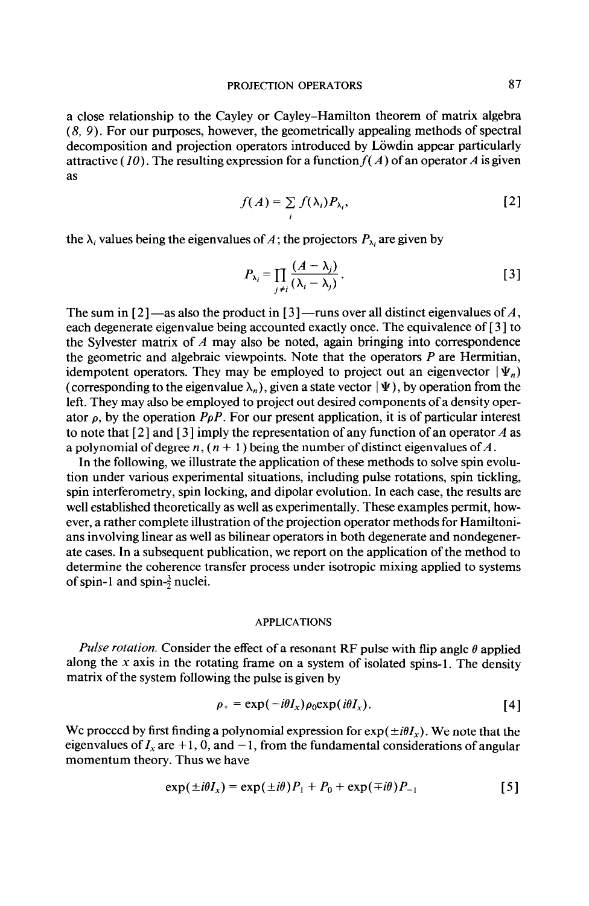a close relationship to the Cayley or Cayley–Hamilton theorem of matrix algebra (8, 9). For our purposes, however, the geometrically appealing methods of spectral decomposition and projection operators introduced by Löwdin appear particularly attractive (10). The resulting expression for a function $f(A)$ of an operator $A$ is given as

$$f(A) = \sum_i f(\lambda_i) P_{\lambda_i}, \qquad [2]$$

the $\lambda_i$ values being the eigenvalues of $A$; the projectors $P_{\lambda_i}$ are given by

$$P_{\lambda_i} = \prod_{j \neq i} \frac{(A - \lambda_j)}{(\lambda_i - \lambda_j)}. \qquad [3]$$

The sum in [2]—as also the product in [3]—runs over all distinct eigenvalues of $A$, each degenerate eigenvalue being accounted exactly once. The equivalence of [3] to the Sylvester matrix of $A$ may also be noted, again bringing into correspondence the geometric and algebraic viewpoints. Note that the operators $P$ are Hermitian, idempotent operators. They may be employed to project out an eigenvector $|\Psi_n)$ (corresponding to the eigenvalue $\lambda_n$), given a state vector $|\Psi)$, by operation from the left. They may also be employed to project out desired components of a density operator $\rho$, by the operation $P\rho P$. For our present application, it is of particular interest to note that [2] and [3] imply the representation of any function of an operator $A$ as a polynomial of degree $n$, $(n + 1)$ being the number of distinct eigenvalues of $A$.

In the following, we illustrate the application of these methods to solve spin evolution under various experimental situations, including pulse rotations, spin tickling, spin interferometry, spin locking, and dipolar evolution. In each case, the results are well established theoretically as well as experimentally. These examples permit, however, a rather complete illustration of the projection operator methods for Hamiltonians involving linear as well as bilinear operators in both degenerate and nondegenerate cases. In a subsequent publication, we report on the application of the method to determine the coherence transfer process under isotropic mixing applied to systems of spin-1 and spin-$\frac{3}{2}$ nuclei.

## APPLICATIONS

*Pulse rotation.* Consider the effect of a resonant RF pulse with flip angle $\theta$ applied along the $x$ axis in the rotating frame on a system of isolated spins-1. The density matrix of the system following the pulse is given by

$$\rho_+ = \exp(-i\theta I_x)\rho_0 \exp(i\theta I_x). \qquad [4]$$

We proceed by first finding a polynomial expression for $\exp(\pm i\theta I_x)$. We note that the eigenvalues of $I_x$ are $+1$, 0, and $-1$, from the fundamental considerations of angular momentum theory. Thus we have

$$\exp(\pm i\theta I_x) = \exp(\pm i\theta)P_1 + P_0 + \exp(\mp i\theta)P_{-1} \qquad [5]$$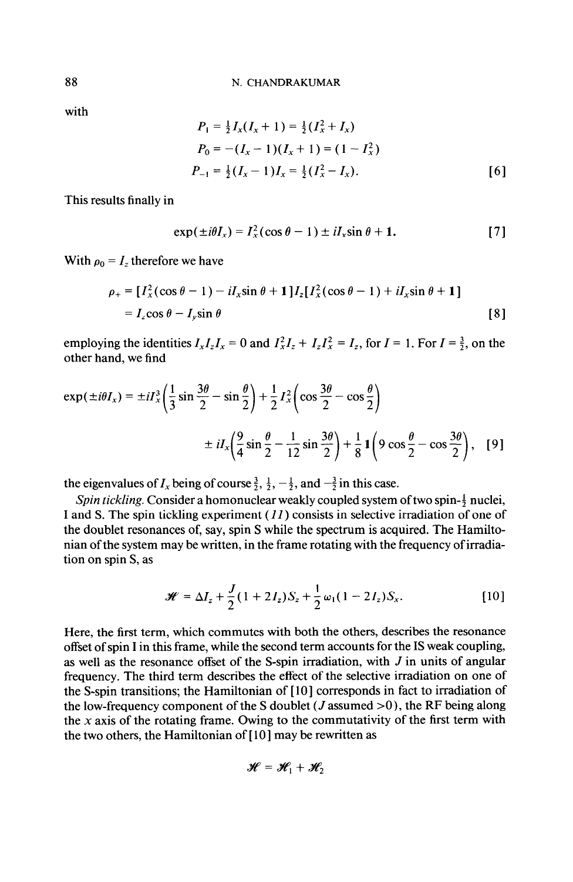with

$$P_1 = \tfrac{1}{2}I_x(I_x + 1) = \tfrac{1}{2}(I_x^2 + I_x)$$

$$P_0 = -(I_x - 1)(I_x + 1) = (1 - I_x^2)$$

$$P_{-1} = \tfrac{1}{2}(I_x - 1)I_x = \tfrac{1}{2}(I_x^2 - I_x). \qquad [6]$$

This results finally in

$$\exp(\pm i\theta I_x) = I_x^2(\cos\theta - 1) \pm iI_x \sin\theta + \mathbf{1}. \qquad [7]$$

With $\rho_0 = I_z$ therefore we have

$$\rho_+ = [I_x^2(\cos\theta - 1) - iI_x\sin\theta + \mathbf{1}]I_z[I_x^2(\cos\theta - 1) + iI_x\sin\theta + \mathbf{1}]$$

$$= I_z\cos\theta - I_y\sin\theta \qquad [8]$$

employing the identities $I_xI_zI_x = 0$ and $I_x^2I_z + I_zI_x^2 = I_z$, for $I = 1$. For $I = \frac{3}{2}$, on the other hand, we find

$$\exp(\pm i\theta I_x) = \pm iI_x^3\left(\frac{1}{3}\sin\frac{3\theta}{2} - \sin\frac{\theta}{2}\right) + \frac{1}{2}I_x^2\left(\cos\frac{3\theta}{2} - \cos\frac{\theta}{2}\right)$$

$$\pm iI_x\left(\frac{9}{4}\sin\frac{\theta}{2} - \frac{1}{12}\sin\frac{3\theta}{2}\right) + \frac{1}{8}\mathbf{1}\left(9\cos\frac{\theta}{2} - \cos\frac{3\theta}{2}\right), \qquad [9]$$

the eigenvalues of $I_x$ being of course $\frac{3}{2}$, $\frac{1}{2}$, $-\frac{1}{2}$, and $-\frac{3}{2}$ in this case.

*Spin tickling.* Consider a homonuclear weakly coupled system of two spin-$\frac{1}{2}$ nuclei, I and S. The spin tickling experiment (*11*) consists in selective irradiation of one of the doublet resonances of, say, spin S while the spectrum is acquired. The Hamiltonian of the system may be written, in the frame rotating with the frequency of irradiation on spin S, as

$$\mathcal{H} = \Delta I_z + \frac{J}{2}(1 + 2I_z)S_z + \frac{1}{2}\omega_1(1 - 2I_z)S_x. \qquad [10]$$

Here, the first term, which commutes with both the others, describes the resonance offset of spin I in this frame, while the second term accounts for the IS weak coupling, as well as the resonance offset of the S-spin irradiation, with $J$ in units of angular frequency. The third term describes the effect of the selective irradiation on one of the S-spin transitions; the Hamiltonian of [10] corresponds in fact to irradiation of the low-frequency component of the S doublet ($J$ assumed >0), the RF being along the $x$ axis of the rotating frame. Owing to the commutativity of the first term with the two others, the Hamiltonian of [10] may be rewritten as

$$\mathcal{H} = \mathcal{H}_1 + \mathcal{H}_2$$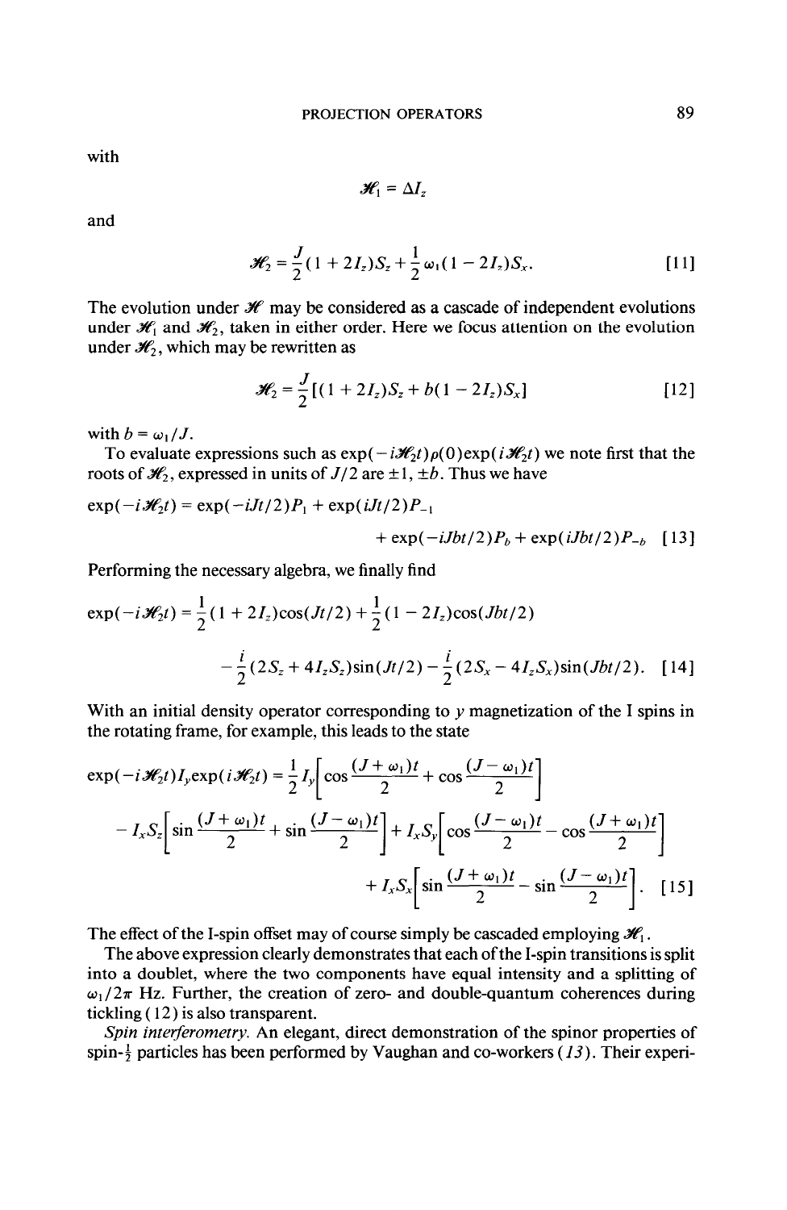with

$$\mathcal{H}_1 = \Delta I_z$$

and

$$\mathcal{H}_2 = \frac{J}{2}(1 + 2I_z)S_z + \frac{1}{2}\omega_1(1 - 2I_z)S_x. \quad [11]$$

The evolution under $\mathcal{H}$ may be considered as a cascade of independent evolutions under $\mathcal{H}_1$ and $\mathcal{H}_2$, taken in either order. Here we focus attention on the evolution under $\mathcal{H}_2$, which may be rewritten as

$$\mathcal{H}_2 = \frac{J}{2}[(1 + 2I_z)S_z + b(1 - 2I_z)S_x] \quad [12]$$

with $b = \omega_1/J$.

To evaluate expressions such as $\exp(-i\mathcal{H}_2 t)\rho(0)\exp(i\mathcal{H}_2 t)$ we note first that the roots of $\mathcal{H}_2$, expressed in units of $J/2$ are $\pm 1$, $\pm b$. Thus we have

$$\exp(-i\mathcal{H}_2 t) = \exp(-iJt/2)P_1 + \exp(iJt/2)P_{-1} + \exp(-iJbt/2)P_b + \exp(iJbt/2)P_{-b} \quad [13]$$

Performing the necessary algebra, we finally find

$$\exp(-i\mathcal{H}_2 t) = \frac{1}{2}(1 + 2I_z)\cos(Jt/2) + \frac{1}{2}(1 - 2I_z)\cos(Jbt/2) - \frac{i}{2}(2S_z + 4I_zS_z)\sin(Jt/2) - \frac{i}{2}(2S_x - 4I_zS_x)\sin(Jbt/2). \quad [14]$$

With an initial density operator corresponding to $y$ magnetization of the I spins in the rotating frame, for example, this leads to the state

$$\exp(-i\mathcal{H}_2 t)I_y\exp(i\mathcal{H}_2 t) = \frac{1}{2}I_y\left[\cos\frac{(J+\omega_1)t}{2} + \cos\frac{(J-\omega_1)t}{2}\right] - I_xS_z\left[\sin\frac{(J+\omega_1)t}{2} + \sin\frac{(J-\omega_1)t}{2}\right] + I_xS_y\left[\cos\frac{(J-\omega_1)t}{2} - \cos\frac{(J+\omega_1)t}{2}\right] + I_xS_x\left[\sin\frac{(J+\omega_1)t}{2} - \sin\frac{(J-\omega_1)t}{2}\right]. \quad [15]$$

The effect of the I-spin offset may of course simply be cascaded employing $\mathcal{H}_1$.

The above expression clearly demonstrates that each of the I-spin transitions is split into a doublet, where the two components have equal intensity and a splitting of $\omega_1/2\pi$ Hz. Further, the creation of zero- and double-quantum coherences during tickling (12) is also transparent.

*Spin interferometry.* An elegant, direct demonstration of the spinor properties of spin-$\frac{1}{2}$ particles has been performed by Vaughan and co-workers (*13*). Their experi-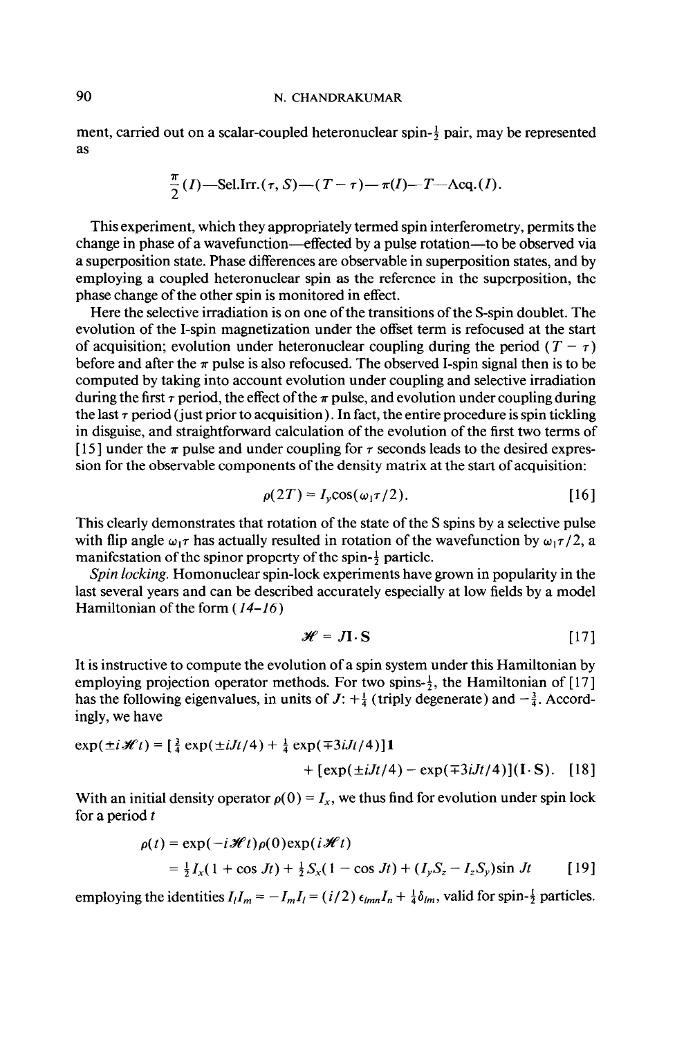ment, carried out on a scalar-coupled heteronuclear spin-$\frac{1}{2}$ pair, may be represented as

$$\frac{\pi}{2}(I)\text{—Sel.Irr.}(\tau, S)\text{—}(T-\tau)\text{—}\pi(I)\text{—}T\text{—Acq.}(I).$$

This experiment, which they appropriately termed spin interferometry, permits the change in phase of a wavefunction—effected by a pulse rotation—to be observed via a superposition state. Phase differences are observable in superposition states, and by employing a coupled heteronuclear spin as the reference in the superposition, the phase change of the other spin is monitored in effect.

Here the selective irradiation is on one of the transitions of the S-spin doublet. The evolution of the I-spin magnetization under the offset term is refocused at the start of acquisition; evolution under heteronuclear coupling during the period $(T-\tau)$ before and after the $\pi$ pulse is also refocused. The observed I-spin signal then is to be computed by taking into account evolution under coupling and selective irradiation during the first $\tau$ period, the effect of the $\pi$ pulse, and evolution under coupling during the last $\tau$ period (just prior to acquisition). In fact, the entire procedure is spin tickling in disguise, and straightforward calculation of the evolution of the first two terms of [15] under the $\pi$ pulse and under coupling for $\tau$ seconds leads to the desired expression for the observable components of the density matrix at the start of acquisition:

$$\rho(2T) = I_y \cos(\omega_1 \tau/2). \qquad [16]$$

This clearly demonstrates that rotation of the state of the S spins by a selective pulse with flip angle $\omega_1\tau$ has actually resulted in rotation of the wavefunction by $\omega_1\tau/2$, a manifestation of the spinor property of the spin-$\frac{1}{2}$ particle.

*Spin locking.* Homonuclear spin-lock experiments have grown in popularity in the last several years and can be described accurately especially at low fields by a model Hamiltonian of the form (*14–16*)

$$\mathcal{H} = J\mathbf{I}\cdot\mathbf{S} \qquad [17]$$

It is instructive to compute the evolution of a spin system under this Hamiltonian by employing projection operator methods. For two spins-$\frac{1}{2}$, the Hamiltonian of [17] has the following eigenvalues, in units of $J$: $+\frac{1}{4}$ (triply degenerate) and $-\frac{3}{4}$. Accordingly, we have

$$\exp(\pm i\mathcal{H}t) = [\tfrac{3}{4}\exp(\pm iJt/4) + \tfrac{1}{4}\exp(\mp 3iJt/4)]\mathbf{1} + [\exp(\pm iJt/4) - \exp(\mp 3iJt/4)](\mathbf{I}\cdot\mathbf{S}). \qquad [18]$$

With an initial density operator $\rho(0) = I_x$, we thus find for evolution under spin lock for a period $t$

$$\begin{aligned}\rho(t) &= \exp(-i\mathcal{H}t)\rho(0)\exp(i\mathcal{H}t)\\ &= \tfrac{1}{2}I_x(1+\cos Jt) + \tfrac{1}{2}S_x(1-\cos Jt) + (I_yS_z - I_zS_y)\sin Jt \end{aligned} \qquad [19]$$

employing the identities $I_lI_m = -I_mI_l = (i/2)\,\epsilon_{lmn}I_n + \frac{1}{4}\delta_{lm}$, valid for spin-$\frac{1}{2}$ particles.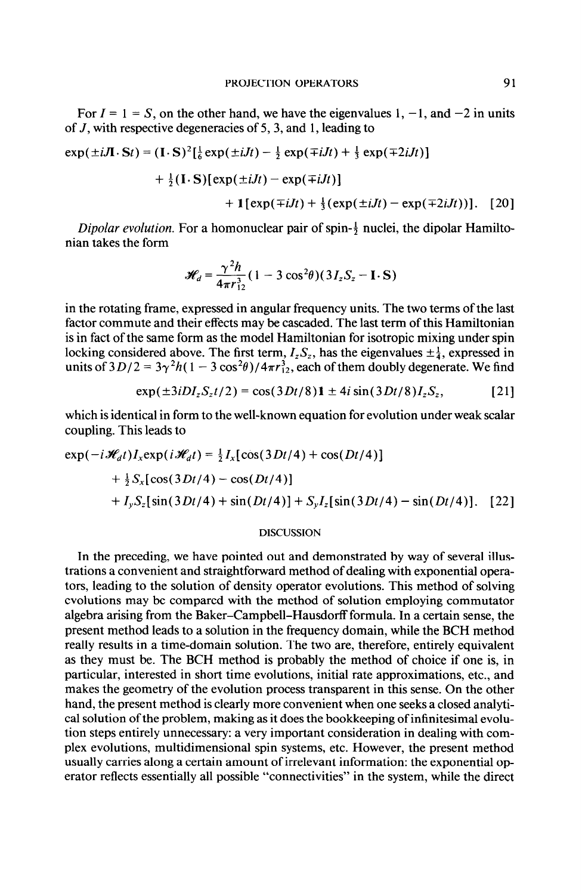For $I = 1 = S$, on the other hand, we have the eigenvalues 1, −1, and −2 in units of $J$, with respective degeneracies of 5, 3, and 1, leading to

$$\exp(\pm iJ\mathbf{I}\cdot\mathbf{S}t) = (\mathbf{I}\cdot\mathbf{S})^2[\tfrac{1}{6}\exp(\pm iJt) - \tfrac{1}{2}\exp(\mp iJt) + \tfrac{1}{3}\exp(\mp 2iJt)]$$
$$+ \tfrac{1}{2}(\mathbf{I}\cdot\mathbf{S})[\exp(\pm iJt) - \exp(\mp iJt)]$$
$$+ \mathbf{1}[\exp(\mp iJt) + \tfrac{1}{3}(\exp(\pm iJt) - \exp(\mp 2iJt))]. \quad [20]$$

*Dipolar evolution.* For a homonuclear pair of spin-$\frac{1}{2}$ nuclei, the dipolar Hamiltonian takes the form

$$\mathcal{H}_d = \frac{\gamma^2 h}{4\pi r_{12}^3}(1 - 3\cos^2\theta)(3I_zS_z - \mathbf{I}\cdot\mathbf{S})$$

in the rotating frame, expressed in angular frequency units. The two terms of the last factor commute and their effects may be cascaded. The last term of this Hamiltonian is in fact of the same form as the model Hamiltonian for isotropic mixing under spin locking considered above. The first term, $I_zS_z$, has the eigenvalues $\pm\frac{1}{4}$, expressed in units of $3D/2 = 3\gamma^2 h(1 - 3\cos^2\theta)/4\pi r_{12}^3$, each of them doubly degenerate. We find

$$\exp(\pm 3iDI_zS_zt/2) = \cos(3Dt/8)\mathbf{1} \pm 4i\sin(3Dt/8)I_zS_z, \quad [21]$$

which is identical in form to the well-known equation for evolution under weak scalar coupling. This leads to

$$\exp(-i\mathcal{H}_dt)I_x\exp(i\mathcal{H}_dt) = \tfrac{1}{2}I_x[\cos(3Dt/4) + \cos(Dt/4)]$$
$$+ \tfrac{1}{2}S_x[\cos(3Dt/4) - \cos(Dt/4)]$$
$$+ I_yS_z[\sin(3Dt/4) + \sin(Dt/4)] + S_yI_z[\sin(3Dt/4) - \sin(Dt/4)]. \quad [22]$$

## DISCUSSION

In the preceding, we have pointed out and demonstrated by way of several illustrations a convenient and straightforward method of dealing with exponential operators, leading to the solution of density operator evolutions. This method of solving evolutions may be compared with the method of solution employing commutator algebra arising from the Baker–Campbell–Hausdorff formula. In a certain sense, the present method leads to a solution in the frequency domain, while the BCH method really results in a time-domain solution. The two are, therefore, entirely equivalent as they must be. The BCH method is probably the method of choice if one is, in particular, interested in short time evolutions, initial rate approximations, etc., and makes the geometry of the evolution process transparent in this sense. On the other hand, the present method is clearly more convenient when one seeks a closed analytical solution of the problem, making as it does the bookkeeping of infinitesimal evolution steps entirely unnecessary: a very important consideration in dealing with complex evolutions, multidimensional spin systems, etc. However, the present method usually carries along a certain amount of irrelevant information: the exponential operator reflects essentially all possible "connectivities" in the system, while the direct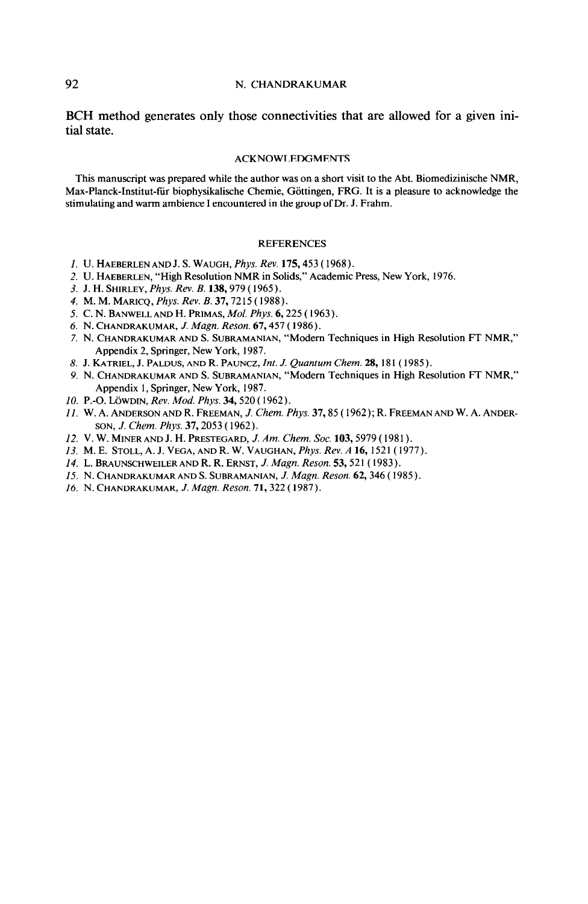BCH method generates only those connectivities that are allowed for a given initial state.

## ACKNOWLEDGMENTS

This manuscript was prepared while the author was on a short visit to the Abt. Biomedizinische NMR, Max-Planck-Institut-für biophysikalische Chemie, Göttingen, FRG. It is a pleasure to acknowledge the stimulating and warm ambience I encountered in the group of Dr. J. Frahm.

## REFERENCES

1. U. Haeberlen and J. S. Waugh, *Phys. Rev.* **175,** 453 (1968).
2. U. Haeberlen, "High Resolution NMR in Solids," Academic Press, New York, 1976.
3. J. H. Shirley, *Phys. Rev. B.* **138,** 979 (1965).
4. M. M. Maricq, *Phys. Rev. B.* **37,** 7215 (1988).
5. C. N. Banwell and H. Primas, *Mol. Phys.* **6,** 225 (1963).
6. N. Chandrakumar, *J. Magn. Reson.* **67,** 457 (1986).
7. N. Chandrakumar and S. Subramanian, "Modern Techniques in High Resolution FT NMR," Appendix 2, Springer, New York, 1987.
8. J. Katriel, J. Paldus, and R. Pauncz, *Int. J. Quantum Chem.* **28,** 181 (1985).
9. N. Chandrakumar and S. Subramanian, "Modern Techniques in High Resolution FT NMR," Appendix 1, Springer, New York, 1987.
10. P.-O. Löwdin, *Rev. Mod. Phys.* **34,** 520 (1962).
11. W. A. Anderson and R. Freeman, *J. Chem. Phys.* **37,** 85 (1962); R. Freeman and W. A. Anderson, *J. Chem. Phys.* **37,** 2053 (1962).
12. V. W. Miner and J. H. Prestegard, *J. Am. Chem. Soc.* **103,** 5979 (1981).
13. M. E. Stoll, A. J. Vega, and R. W. Vaughan, *Phys. Rev. A* **16,** 1521 (1977).
14. L. Braunschweiler and R. R. Ernst, *J. Magn. Reson.* **53,** 521 (1983).
15. N. Chandrakumar and S. Subramanian, *J. Magn. Reson.* **62,** 346 (1985).
16. N. Chandrakumar, *J. Magn. Reson.* **71,** 322 (1987).